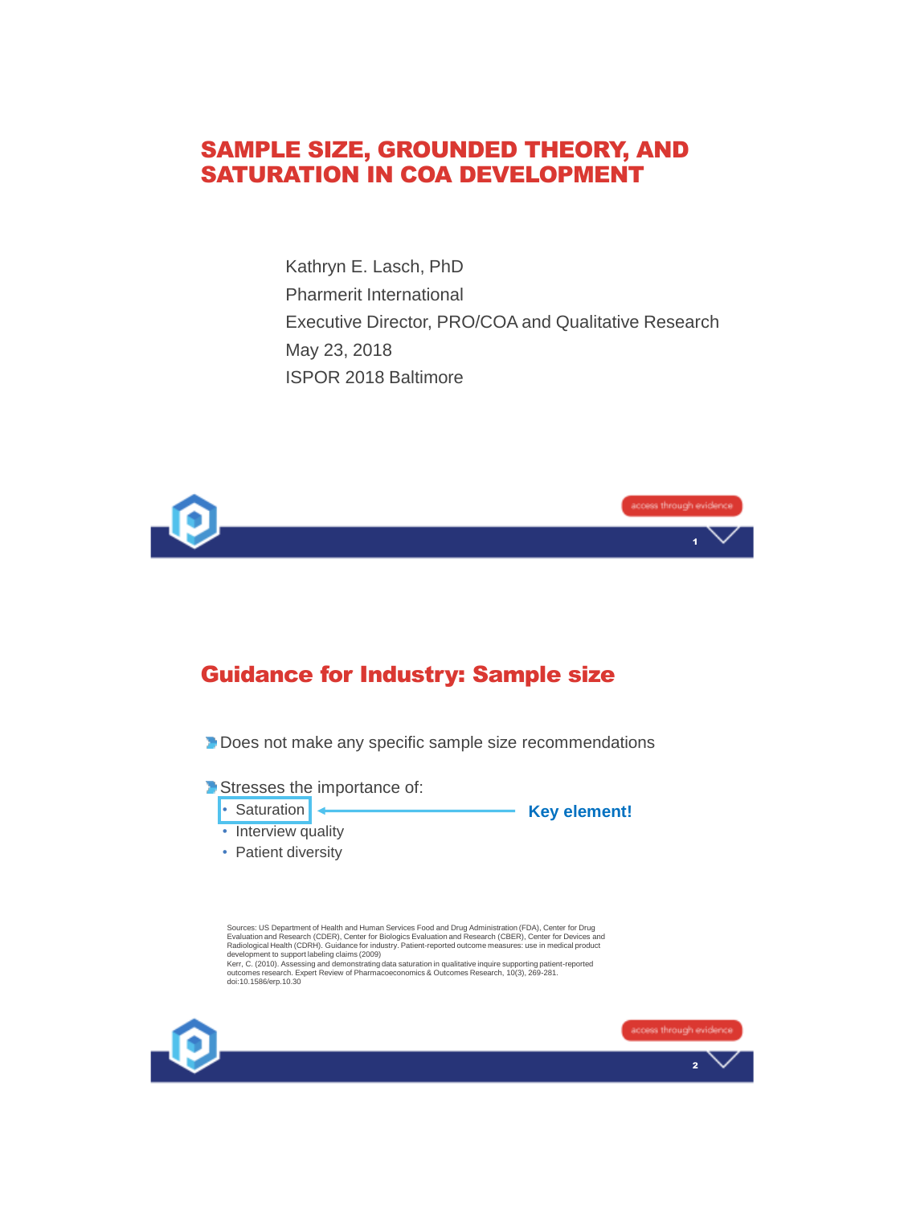# SAMPLE SIZE, GROUNDED THEORY, AND SATURATION IN COA DEVELOPMENT

Kathryn E. Lasch, PhD

Pharmerit International

Executive Director, PRO/COA and Qualitative Research

May 23, 2018

ISPOR 2018 Baltimore

## Guidance for Industry: Sample size

- Does not make any specific sample size recommendations
- Stresses the importance of:
  - Saturation ← **Key element!**
  - Interview quality
  - Patient diversity

Sources: US Department of Health and Human Services Food and Drug Administration (FDA), Center for Drug Evaluation and Research (CDER), Center for Biologics Evaluation and Research (CBER), Center for Devices and Radiological Health (CDRH). Guidance for industry. Patient-reported outcome measures: use in medical product development to support labeling claims (2009)

Kerr, C. (2010). Assessing and demonstrating data saturation in qualitative inquire supporting patient-reported outcomes research. Expert Review of Pharmacoeconomics & Outcomes Research, 10(3), 269-281. doi:10.1586/erp.10.30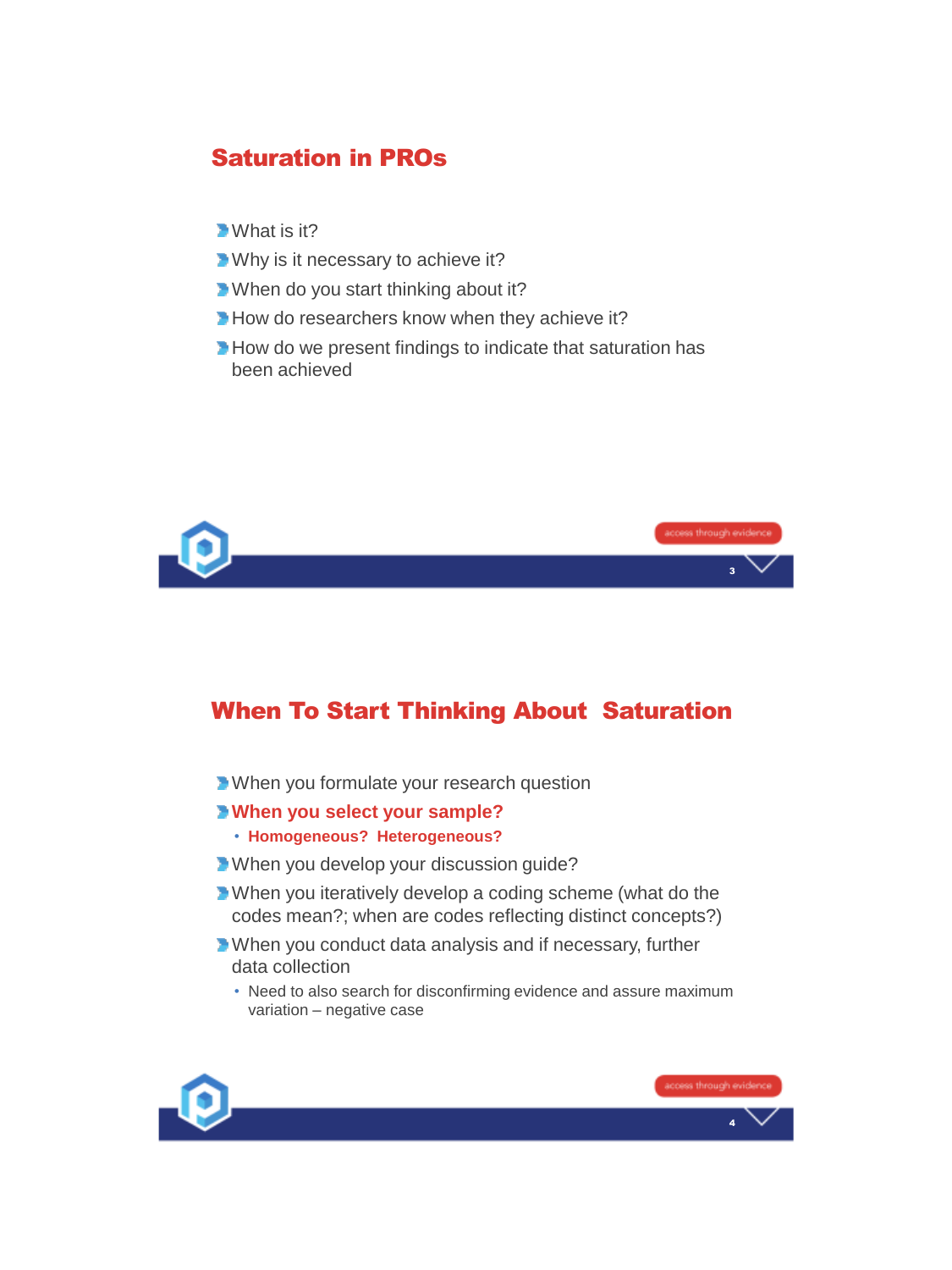## Saturation in PROs

- What is it?
- Why is it necessary to achieve it?
- When do you start thinking about it?
- How do researchers know when they achieve it?
- How do we present findings to indicate that saturation has been achieved

access through evidence

## When To Start Thinking About Saturation

- When you formulate your research question
- **When you select your sample?**
  - **Homogeneous? Heterogeneous?**
- When you develop your discussion guide?
- When you iteratively develop a coding scheme (what do the codes mean?; when are codes reflecting distinct concepts?)
- When you conduct data analysis and if necessary, further data collection
  - Need to also search for disconfirming evidence and assure maximum variation – negative case

access through evidence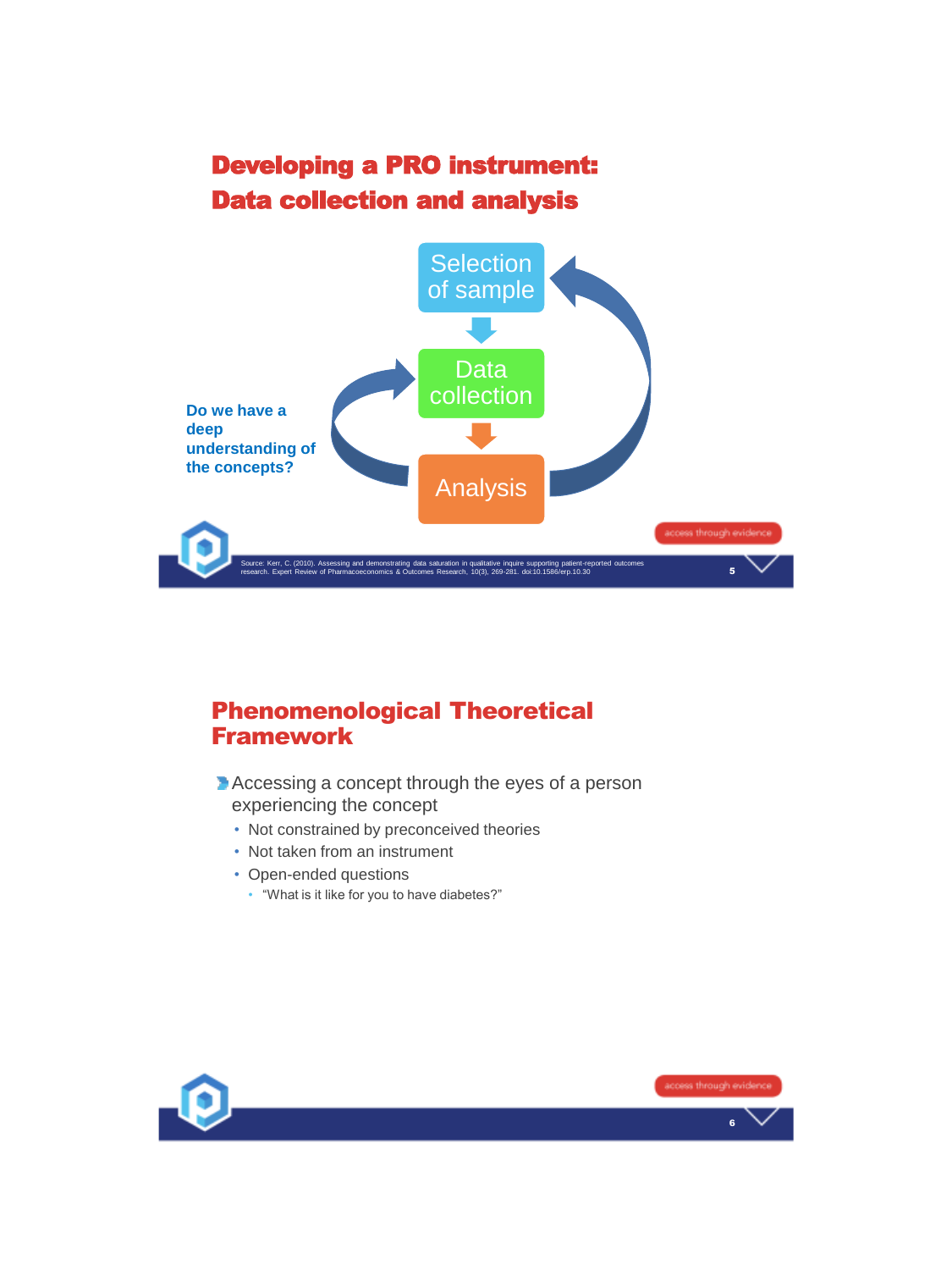## Developing a PRO instrument: Data collection and analysis

Selection of sample

Data collection

Analysis

Do we have a deep understanding of the concepts?

Source: Kerr, C. (2010). Assessing and demonstrating data saturation in qualitative inquire supporting patient-reported outcomes research. Expert Review of Pharmacoeconomics & Outcomes Research, 10(3), 269-281. doi:10.1586/erp.10.30

## Phenomenological Theoretical Framework

- Accessing a concept through the eyes of a person experiencing the concept
  - Not constrained by preconceived theories
  - Not taken from an instrument
  - Open-ended questions
    - “What is it like for you to have diabetes?”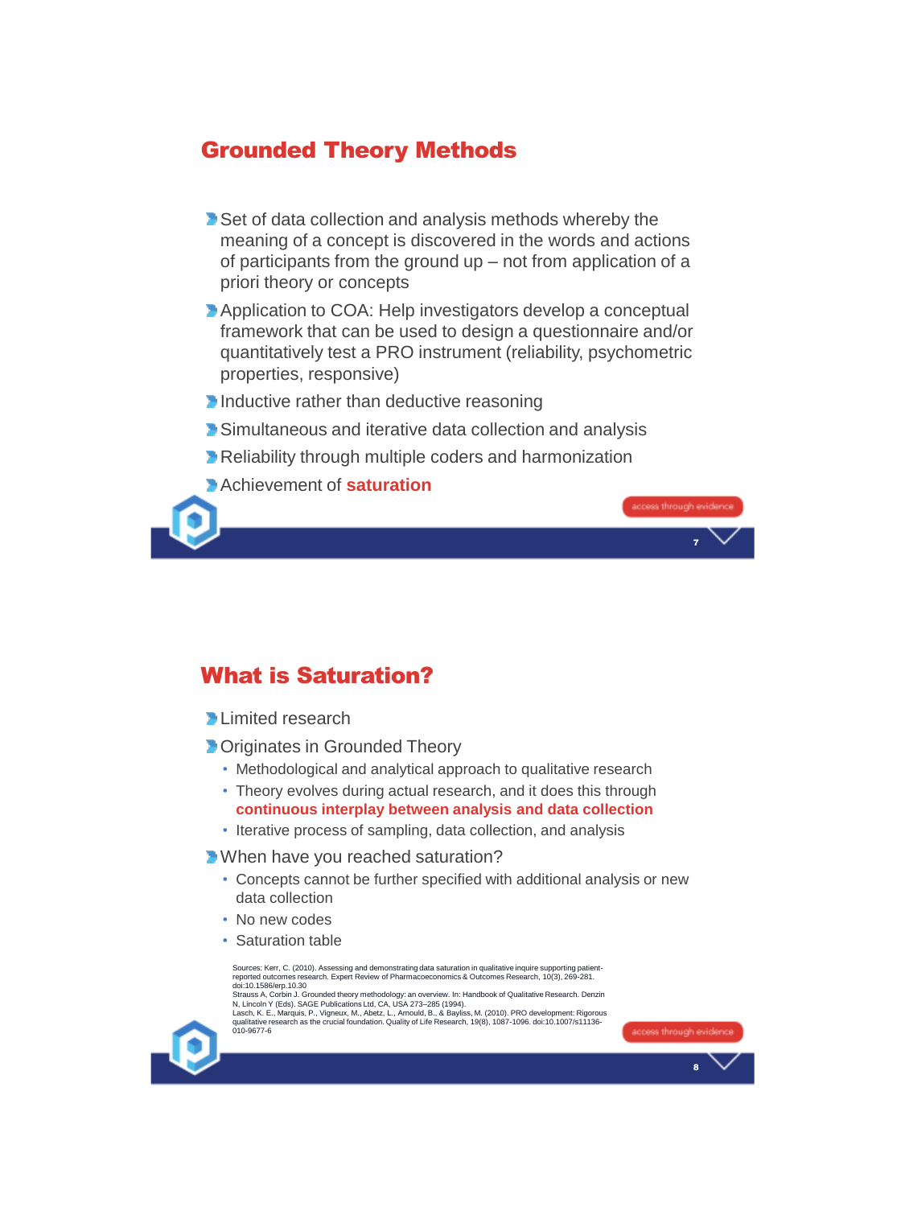## Grounded Theory Methods

- Set of data collection and analysis methods whereby the meaning of a concept is discovered in the words and actions of participants from the ground up – not from application of a priori theory or concepts
- Application to COA: Help investigators develop a conceptual framework that can be used to design a questionnaire and/or quantitatively test a PRO instrument (reliability, psychometric properties, responsive)
- Inductive rather than deductive reasoning
- Simultaneous and iterative data collection and analysis
- Reliability through multiple coders and harmonization
- Achievement of **saturation**

## What is Saturation?

- Limited research
- Originates in Grounded Theory
  - Methodological and analytical approach to qualitative research
  - Theory evolves during actual research, and it does this through **continuous interplay between analysis and data collection**
  - Iterative process of sampling, data collection, and analysis
- When have you reached saturation?
  - Concepts cannot be further specified with additional analysis or new data collection
  - No new codes
  - Saturation table

Sources: Kerr, C. (2010). Assessing and demonstrating data saturation in qualitative inquire supporting patient-reported outcomes research. Expert Review of Pharmacoeconomics & Outcomes Research, 10(3), 269-281. doi:10.1586/erp.10.30
Strauss A, Corbin J. Grounded theory methodology: an overview. In: Handbook of Qualitative Research. Denzin N, Lincoln Y (Eds). SAGE Publications Ltd, CA, USA 273–285 (1994).
Lasch, K. E., Marquis, P., Vigneux, M., Abetz, L., Arnould, B., & Bayliss, M. (2010). PRO development: Rigorous qualitative research as the crucial foundation. Quality of Life Research, 19(8), 1087-1096. doi:10.1007/s11136-010-9677-6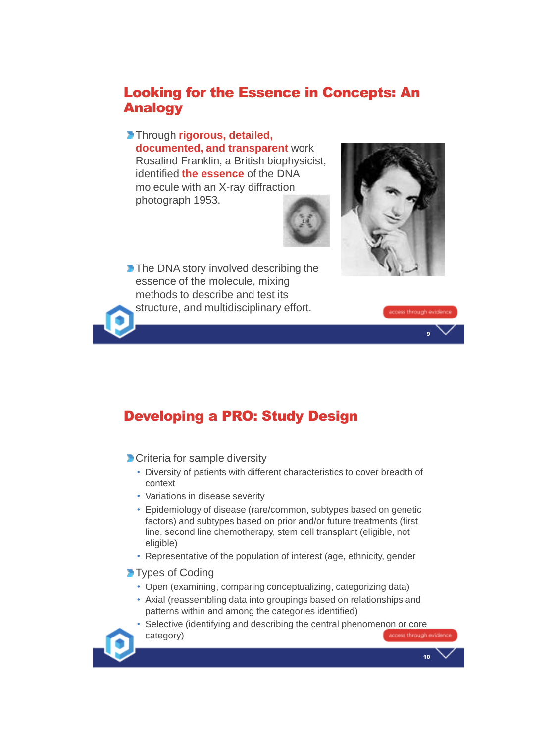## Looking for the Essence in Concepts: An Analogy

- Through **rigorous, detailed, documented, and transparent** work Rosalind Franklin, a British biophysicist, identified **the essence** of the DNA molecule with an X-ray diffraction photograph 1953.
- The DNA story involved describing the essence of the molecule, mixing methods to describe and test its structure, and multidisciplinary effort.

## Developing a PRO: Study Design

- Criteria for sample diversity
  - Diversity of patients with different characteristics to cover breadth of context
  - Variations in disease severity
  - Epidemiology of disease (rare/common, subtypes based on genetic factors) and subtypes based on prior and/or future treatments (first line, second line chemotherapy, stem cell transplant (eligible, not eligible)
  - Representative of the population of interest (age, ethnicity, gender
- Types of Coding
  - Open (examining, comparing conceptualizing, categorizing data)
  - Axial (reassembling data into groupings based on relationships and patterns within and among the categories identified)
  - Selective (identifying and describing the central phenomenon or core category)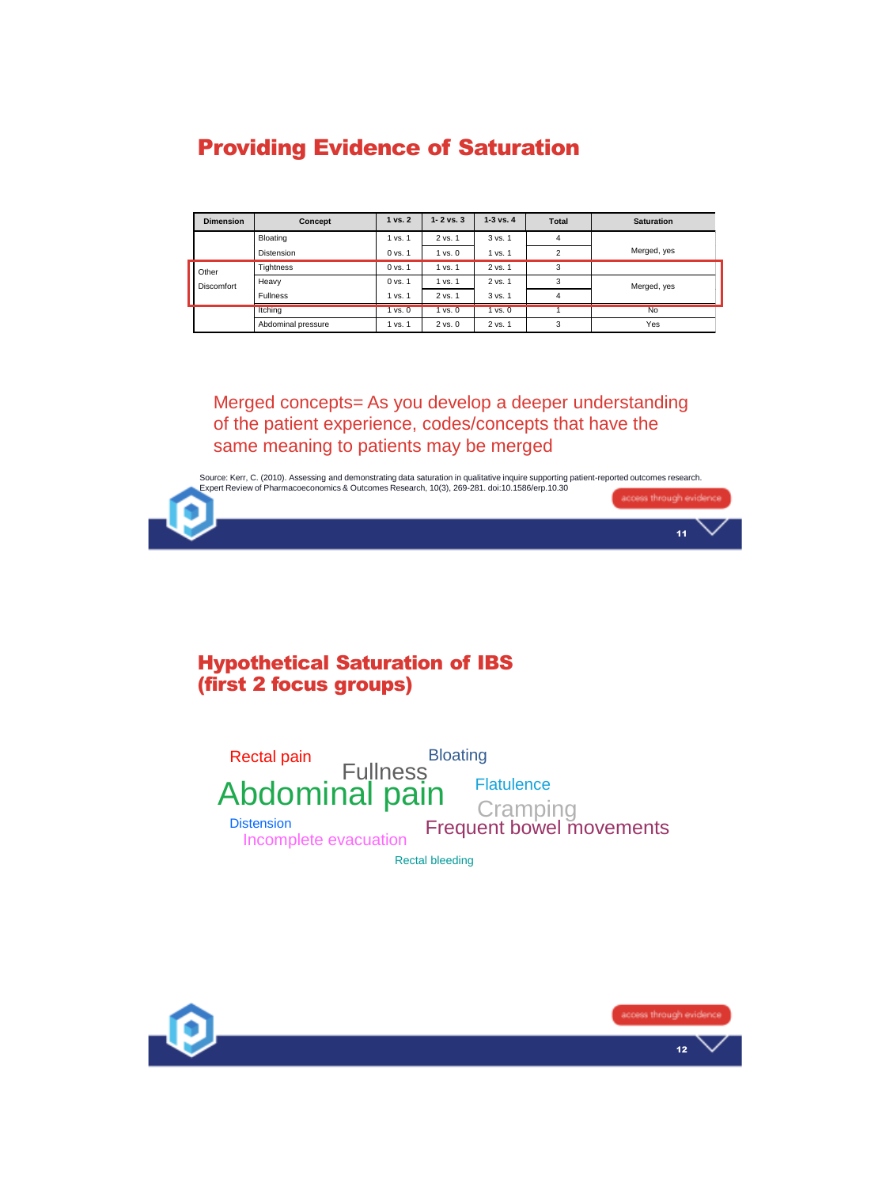## Providing Evidence of Saturation

| Dimension | Concept | 1 vs. 2 | 1- 2 vs. 3 | 1-3 vs. 4 | Total | Saturation |
|---|---|---|---|---|---|---|
| | Bloating | 1 vs. 1 | 2 vs. 1 | 3 vs. 1 | 4 | Merged, yes |
| | Distension | 0 vs. 1 | 1 vs. 0 | 1 vs. 1 | 2 | |
| Other Discomfort | Tightness | 0 vs. 1 | 1 vs. 1 | 2 vs. 1 | 3 | Merged, yes |
| | Heavy | 0 vs. 1 | 1 vs. 1 | 2 vs. 1 | 3 | |
| | Fullness | 1 vs. 1 | 2 vs. 1 | 3 vs. 1 | 4 | |
| | Itching | 1 vs. 0 | 1 vs. 0 | 1 vs. 0 | 1 | No |
| | Abdominal pressure | 1 vs. 1 | 2 vs. 0 | 2 vs. 1 | 3 | Yes |

Merged concepts= As you develop a deeper understanding of the patient experience, codes/concepts that have the same meaning to patients may be merged

Source: Kerr, C. (2010). Assessing and demonstrating data saturation in qualitative inquire supporting patient-reported outcomes research. Expert Review of Pharmacoeconomics & Outcomes Research, 10(3), 269-281. doi:10.1586/erp.10.30

access through evidence

## Hypothetical Saturation of IBS (first 2 focus groups)

Rectal pain
Bloating
Fullness
Abdominal pain
Flatulence
Cramping
Distension
Frequent bowel movements
Incomplete evacuation
Rectal bleeding

access through evidence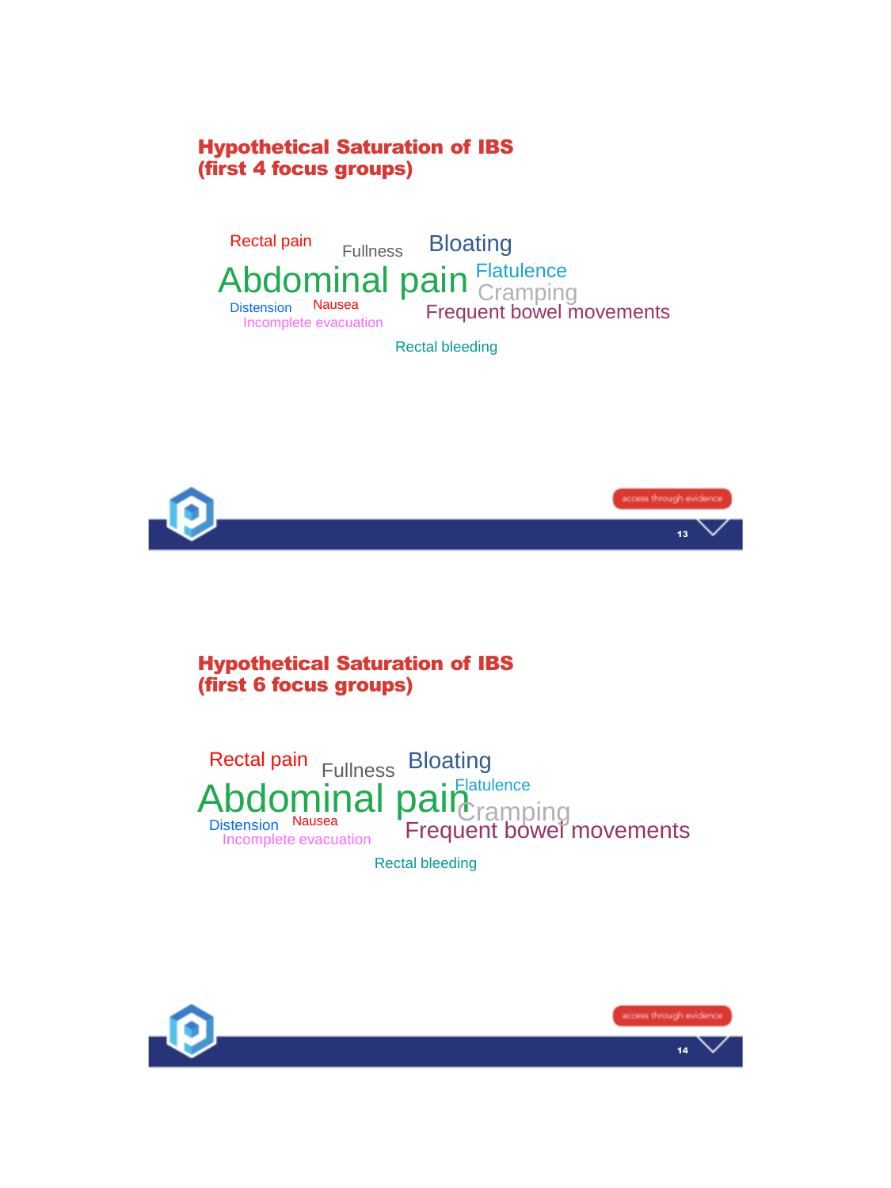## Hypothetical Saturation of IBS (first 4 focus groups)

Rectal pain
Fullness
Bloating
Abdominal pain
Flatulence
Cramping
Distension
Nausea
Incomplete evacuation
Frequent bowel movements
Rectal bleeding

access through evidence

## Hypothetical Saturation of IBS (first 6 focus groups)

Rectal pain
Fullness
Bloating
Abdominal pain
Flatulence
Cramping
Distension
Nausea
Incomplete evacuation
Frequent bowel movements
Rectal bleeding

access through evidence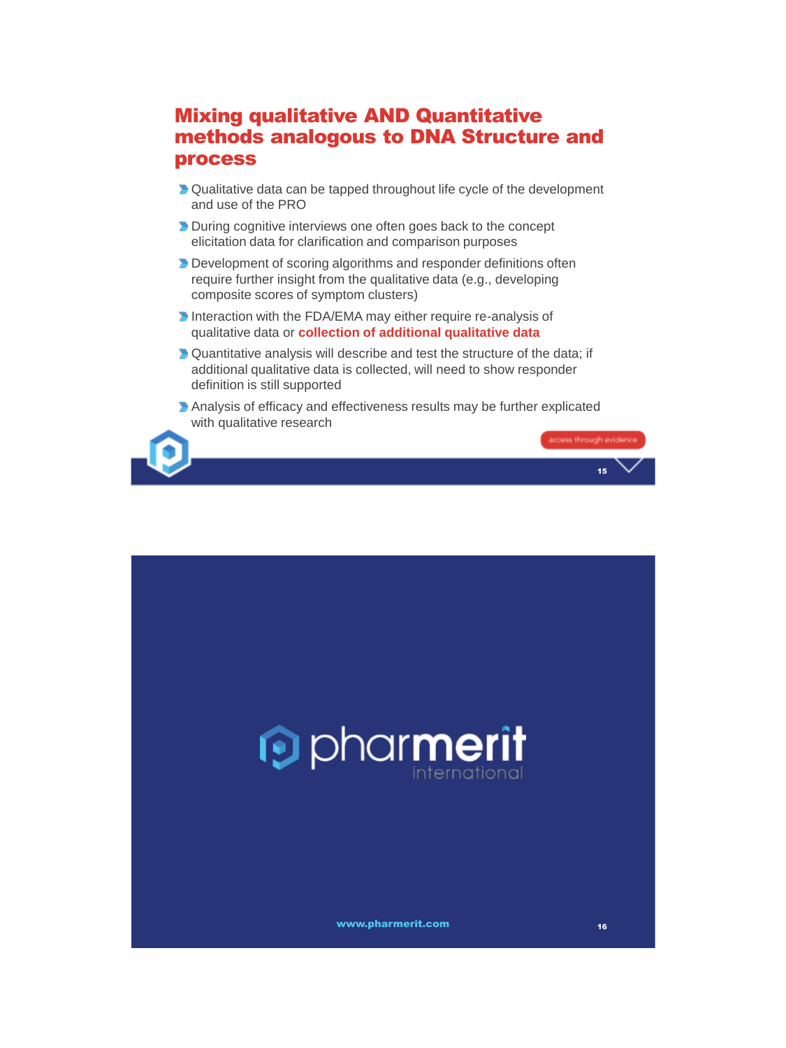# Mixing qualitative AND Quantitative methods analogous to DNA Structure and process

- Qualitative data can be tapped throughout life cycle of the development and use of the PRO
- During cognitive interviews one often goes back to the concept elicitation data for clarification and comparison purposes
- Development of scoring algorithms and responder definitions often require further insight from the qualitative data (e.g., developing composite scores of symptom clusters)
- Interaction with the FDA/EMA may either require re-analysis of qualitative data or **collection of additional qualitative data**
- Quantitative analysis will describe and test the structure of the data; if additional qualitative data is collected, will need to show responder definition is still supported
- Analysis of efficacy and effectiveness results may be further explicated with qualitative research

access through evidence

pharmerit international

www.pharmerit.com